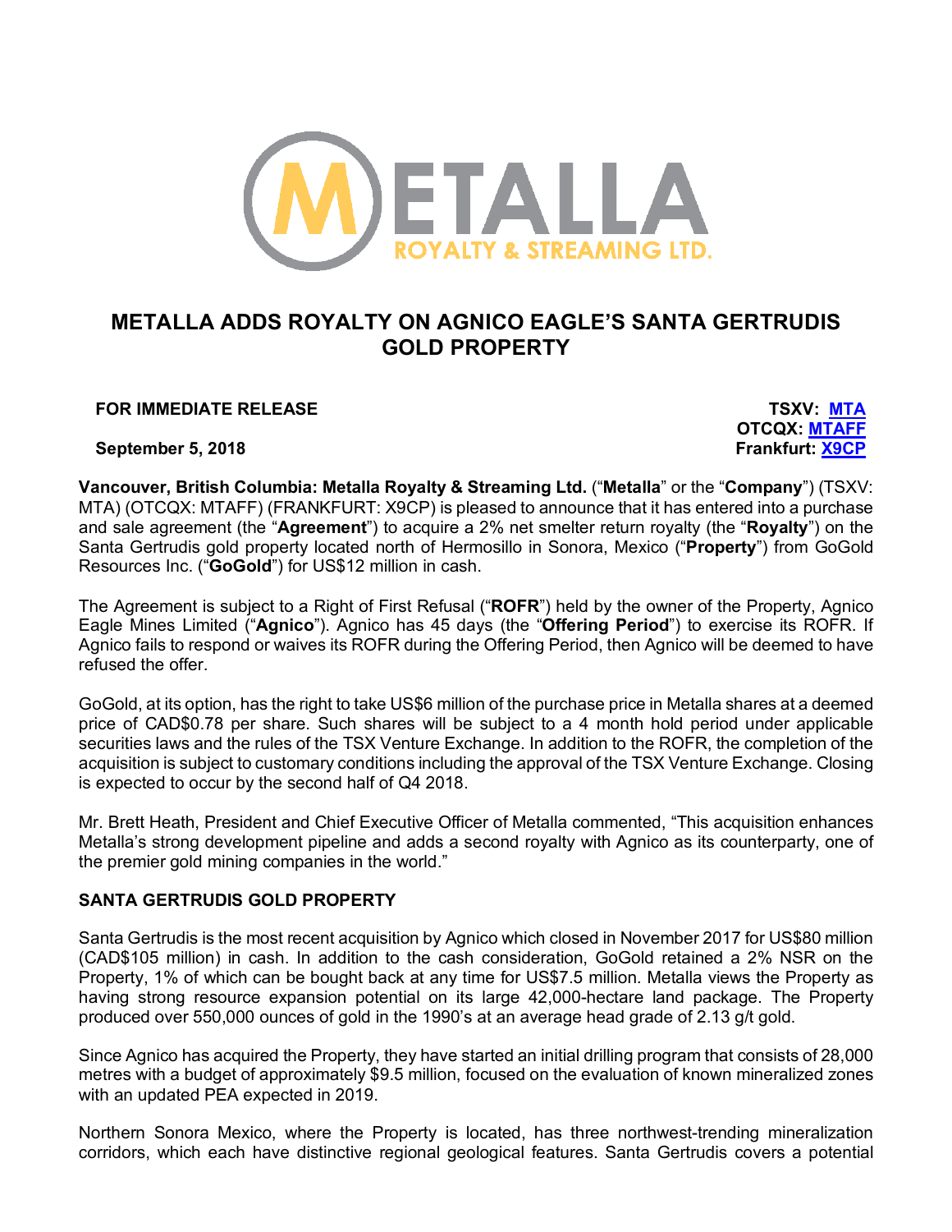# METALLA ADDS ROYALTY ON AGNICO EAGLE'S SANTA GERTRUDIS GOLD PROPERTY

**FOR IMMEDIATE RELEASE**

**September 5, 2018**

**TSXV: MTA**
**OTCQX: MTAFF**
**Frankfurt: X9CP**

**Vancouver, British Columbia: Metalla Royalty & Streaming Ltd.** ("**Metalla**" or the "**Company**") (TSXV: MTA) (OTCQX: MTAFF) (FRANKFURT: X9CP) is pleased to announce that it has entered into a purchase and sale agreement (the "**Agreement**") to acquire a 2% net smelter return royalty (the "**Royalty**") on the Santa Gertrudis gold property located north of Hermosillo in Sonora, Mexico ("**Property**") from GoGold Resources Inc. ("**GoGold**") for US$12 million in cash.

The Agreement is subject to a Right of First Refusal ("**ROFR**") held by the owner of the Property, Agnico Eagle Mines Limited ("**Agnico**"). Agnico has 45 days (the "**Offering Period**") to exercise its ROFR. If Agnico fails to respond or waives its ROFR during the Offering Period, then Agnico will be deemed to have refused the offer.

GoGold, at its option, has the right to take US$6 million of the purchase price in Metalla shares at a deemed price of CAD$0.78 per share. Such shares will be subject to a 4 month hold period under applicable securities laws and the rules of the TSX Venture Exchange. In addition to the ROFR, the completion of the acquisition is subject to customary conditions including the approval of the TSX Venture Exchange. Closing is expected to occur by the second half of Q4 2018.

Mr. Brett Heath, President and Chief Executive Officer of Metalla commented, "This acquisition enhances Metalla's strong development pipeline and adds a second royalty with Agnico as its counterparty, one of the premier gold mining companies in the world."

## SANTA GERTRUDIS GOLD PROPERTY

Santa Gertrudis is the most recent acquisition by Agnico which closed in November 2017 for US$80 million (CAD$105 million) in cash. In addition to the cash consideration, GoGold retained a 2% NSR on the Property, 1% of which can be bought back at any time for US$7.5 million. Metalla views the Property as having strong resource expansion potential on its large 42,000-hectare land package. The Property produced over 550,000 ounces of gold in the 1990's at an average head grade of 2.13 g/t gold.

Since Agnico has acquired the Property, they have started an initial drilling program that consists of 28,000 metres with a budget of approximately $9.5 million, focused on the evaluation of known mineralized zones with an updated PEA expected in 2019.

Northern Sonora Mexico, where the Property is located, has three northwest-trending mineralization corridors, which each have distinctive regional geological features. Santa Gertrudis covers a potential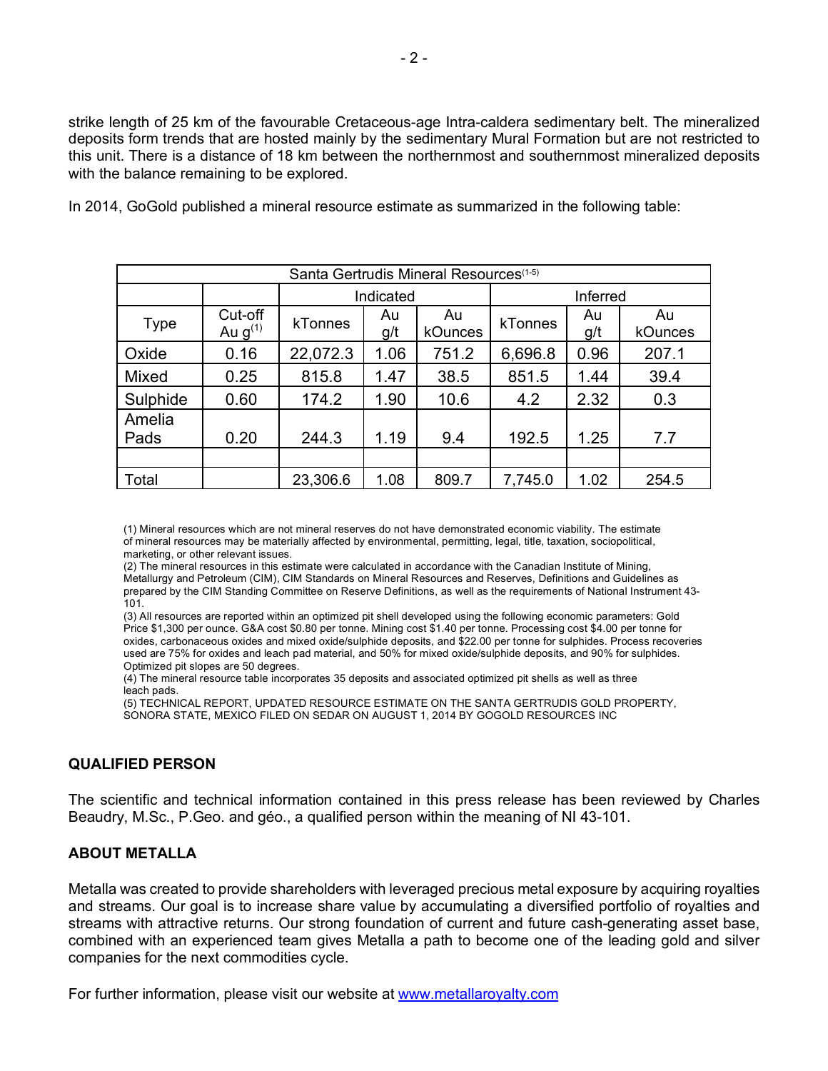strike length of 25 km of the favourable Cretaceous-age Intra-caldera sedimentary belt. The mineralized deposits form trends that are hosted mainly by the sedimentary Mural Formation but are not restricted to this unit. There is a distance of 18 km between the northernmost and southernmost mineralized deposits with the balance remaining to be explored.

In 2014, GoGold published a mineral resource estimate as summarized in the following table:

| Santa Gertrudis Mineral Resources(1-5) | | | | | | | |
|---|---|---|---|---|---|---|---|
| | | Indicated | | | Inferred | | |
| Type | Cut-off Au g(1) | kTonnes | Au g/t | Au kOunces | kTonnes | Au g/t | Au kOunces |
| Oxide | 0.16 | 22,072.3 | 1.06 | 751.2 | 6,696.8 | 0.96 | 207.1 |
| Mixed | 0.25 | 815.8 | 1.47 | 38.5 | 851.5 | 1.44 | 39.4 |
| Sulphide | 0.60 | 174.2 | 1.90 | 10.6 | 4.2 | 2.32 | 0.3 |
| Amelia Pads | 0.20 | 244.3 | 1.19 | 9.4 | 192.5 | 1.25 | 7.7 |
| | | | | | | | |
| Total | | 23,306.6 | 1.08 | 809.7 | 7,745.0 | 1.02 | 254.5 |

(1) Mineral resources which are not mineral reserves do not have demonstrated economic viability. The estimate of mineral resources may be materially affected by environmental, permitting, legal, title, taxation, sociopolitical, marketing, or other relevant issues.
(2) The mineral resources in this estimate were calculated in accordance with the Canadian Institute of Mining, Metallurgy and Petroleum (CIM), CIM Standards on Mineral Resources and Reserves, Definitions and Guidelines as prepared by the CIM Standing Committee on Reserve Definitions, as well as the requirements of National Instrument 43-101.
(3) All resources are reported within an optimized pit shell developed using the following economic parameters: Gold Price $1,300 per ounce. G&A cost $0.80 per tonne. Mining cost $1.40 per tonne. Processing cost $4.00 per tonne for oxides, carbonaceous oxides and mixed oxide/sulphide deposits, and $22.00 per tonne for sulphides. Process recoveries used are 75% for oxides and leach pad material, and 50% for mixed oxide/sulphide deposits, and 90% for sulphides. Optimized pit slopes are 50 degrees.
(4) The mineral resource table incorporates 35 deposits and associated optimized pit shells as well as three leach pads.
(5) TECHNICAL REPORT, UPDATED RESOURCE ESTIMATE ON THE SANTA GERTRUDIS GOLD PROPERTY, SONORA STATE, MEXICO FILED ON SEDAR ON AUGUST 1, 2014 BY GOGOLD RESOURCES INC

## QUALIFIED PERSON

The scientific and technical information contained in this press release has been reviewed by Charles Beaudry, M.Sc., P.Geo. and géo., a qualified person within the meaning of NI 43-101.

## ABOUT METALLA

Metalla was created to provide shareholders with leveraged precious metal exposure by acquiring royalties and streams. Our goal is to increase share value by accumulating a diversified portfolio of royalties and streams with attractive returns. Our strong foundation of current and future cash-generating asset base, combined with an experienced team gives Metalla a path to become one of the leading gold and silver companies for the next commodities cycle.

For further information, please visit our website at www.metallaroyalty.com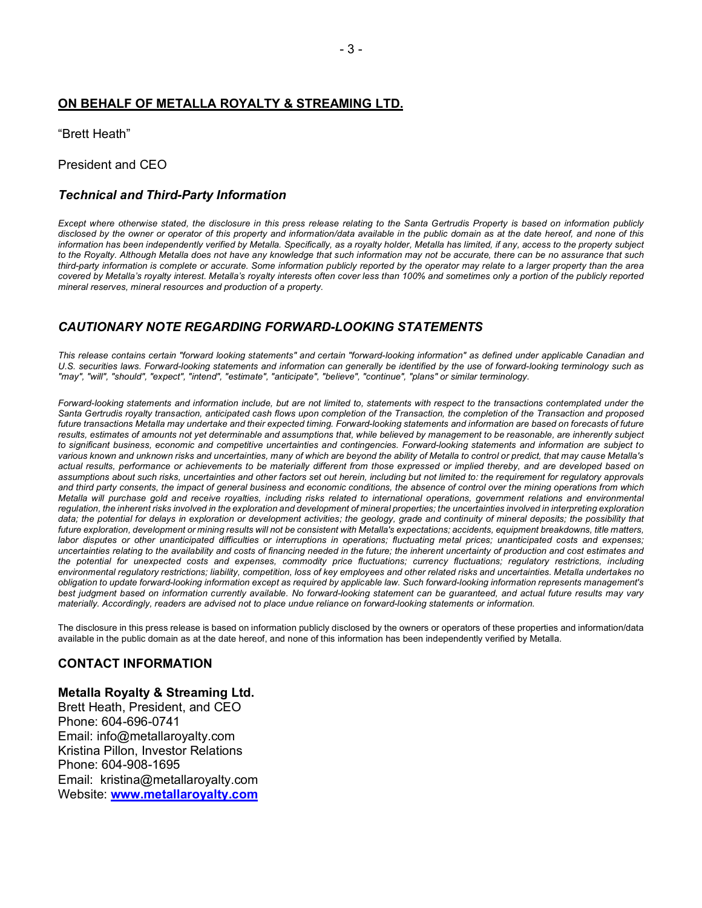## **ON BEHALF OF METALLA ROYALTY & STREAMING LTD.**

"Brett Heath"

President and CEO

### *Technical and Third-Party Information*

*Except where otherwise stated, the disclosure in this press release relating to the Santa Gertrudis Property is based on information publicly disclosed by the owner or operator of this property and information/data available in the public domain as at the date hereof, and none of this information has been independently verified by Metalla. Specifically, as a royalty holder, Metalla has limited, if any, access to the property subject to the Royalty. Although Metalla does not have any knowledge that such information may not be accurate, there can be no assurance that such third-party information is complete or accurate. Some information publicly reported by the operator may relate to a larger property than the area covered by Metalla's royalty interest. Metalla's royalty interests often cover less than 100% and sometimes only a portion of the publicly reported mineral reserves, mineral resources and production of a property.*

### *CAUTIONARY NOTE REGARDING FORWARD-LOOKING STATEMENTS*

*This release contains certain "forward looking statements" and certain "forward-looking information" as defined under applicable Canadian and U.S. securities laws. Forward-looking statements and information can generally be identified by the use of forward-looking terminology such as "may", "will", "should", "expect", "intend", "estimate", "anticipate", "believe", "continue", "plans" or similar terminology.*

*Forward-looking statements and information include, but are not limited to, statements with respect to the transactions contemplated under the Santa Gertrudis royalty transaction, anticipated cash flows upon completion of the Transaction, the completion of the Transaction and proposed future transactions Metalla may undertake and their expected timing. Forward-looking statements and information are based on forecasts of future results, estimates of amounts not yet determinable and assumptions that, while believed by management to be reasonable, are inherently subject to significant business, economic and competitive uncertainties and contingencies. Forward-looking statements and information are subject to various known and unknown risks and uncertainties, many of which are beyond the ability of Metalla to control or predict, that may cause Metalla's actual results, performance or achievements to be materially different from those expressed or implied thereby, and are developed based on assumptions about such risks, uncertainties and other factors set out herein, including but not limited to: the requirement for regulatory approvals and third party consents, the impact of general business and economic conditions, the absence of control over the mining operations from which Metalla will purchase gold and receive royalties, including risks related to international operations, government relations and environmental regulation, the inherent risks involved in the exploration and development of mineral properties; the uncertainties involved in interpreting exploration data; the potential for delays in exploration or development activities; the geology, grade and continuity of mineral deposits; the possibility that future exploration, development or mining results will not be consistent with Metalla's expectations; accidents, equipment breakdowns, title matters, labor disputes or other unanticipated difficulties or interruptions in operations; fluctuating metal prices; unanticipated costs and expenses; uncertainties relating to the availability and costs of financing needed in the future; the inherent uncertainty of production and cost estimates and the potential for unexpected costs and expenses, commodity price fluctuations; currency fluctuations; regulatory restrictions, including environmental regulatory restrictions; liability, competition, loss of key employees and other related risks and uncertainties. Metalla undertakes no obligation to update forward-looking information except as required by applicable law. Such forward-looking information represents management's best judgment based on information currently available. No forward-looking statement can be guaranteed, and actual future results may vary materially. Accordingly, readers are advised not to place undue reliance on forward-looking statements or information.*

The disclosure in this press release is based on information publicly disclosed by the owners or operators of these properties and information/data available in the public domain as at the date hereof, and none of this information has been independently verified by Metalla.

### **CONTACT INFORMATION**

**Metalla Royalty & Streaming Ltd.**
Brett Heath, President, and CEO
Phone: 604-696-0741
Email: info@metallaroyalty.com
Kristina Pillon, Investor Relations
Phone: 604-908-1695
Email: kristina@metallaroyalty.com
Website: **www.metallaroyalty.com**